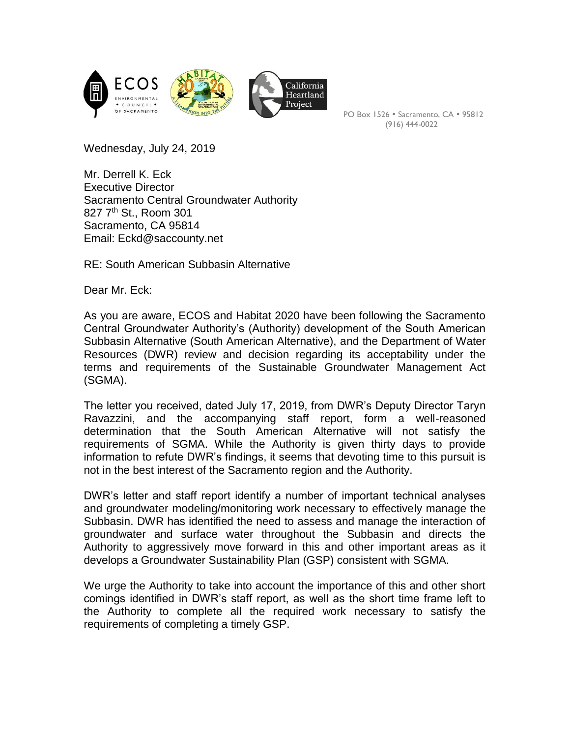ECOS ENVIRONMENTAL • COUNCIL • OF SACRAMENTO

California Heartland Project

PO Box 1526 • Sacramento, CA • 95812
(916) 444-0022

Wednesday, July 24, 2019

Mr. Derrell K. Eck
Executive Director
Sacramento Central Groundwater Authority
827 7th St., Room 301
Sacramento, CA 95814
Email: Eckd@saccounty.net

RE: South American Subbasin Alternative

Dear Mr. Eck:

As you are aware, ECOS and Habitat 2020 have been following the Sacramento Central Groundwater Authority's (Authority) development of the South American Subbasin Alternative (South American Alternative), and the Department of Water Resources (DWR) review and decision regarding its acceptability under the terms and requirements of the Sustainable Groundwater Management Act (SGMA).

The letter you received, dated July 17, 2019, from DWR's Deputy Director Taryn Ravazzini, and the accompanying staff report, form a well-reasoned determination that the South American Alternative will not satisfy the requirements of SGMA. While the Authority is given thirty days to provide information to refute DWR's findings, it seems that devoting time to this pursuit is not in the best interest of the Sacramento region and the Authority.

DWR's letter and staff report identify a number of important technical analyses and groundwater modeling/monitoring work necessary to effectively manage the Subbasin. DWR has identified the need to assess and manage the interaction of groundwater and surface water throughout the Subbasin and directs the Authority to aggressively move forward in this and other important areas as it develops a Groundwater Sustainability Plan (GSP) consistent with SGMA.

We urge the Authority to take into account the importance of this and other short comings identified in DWR's staff report, as well as the short time frame left to the Authority to complete all the required work necessary to satisfy the requirements of completing a timely GSP.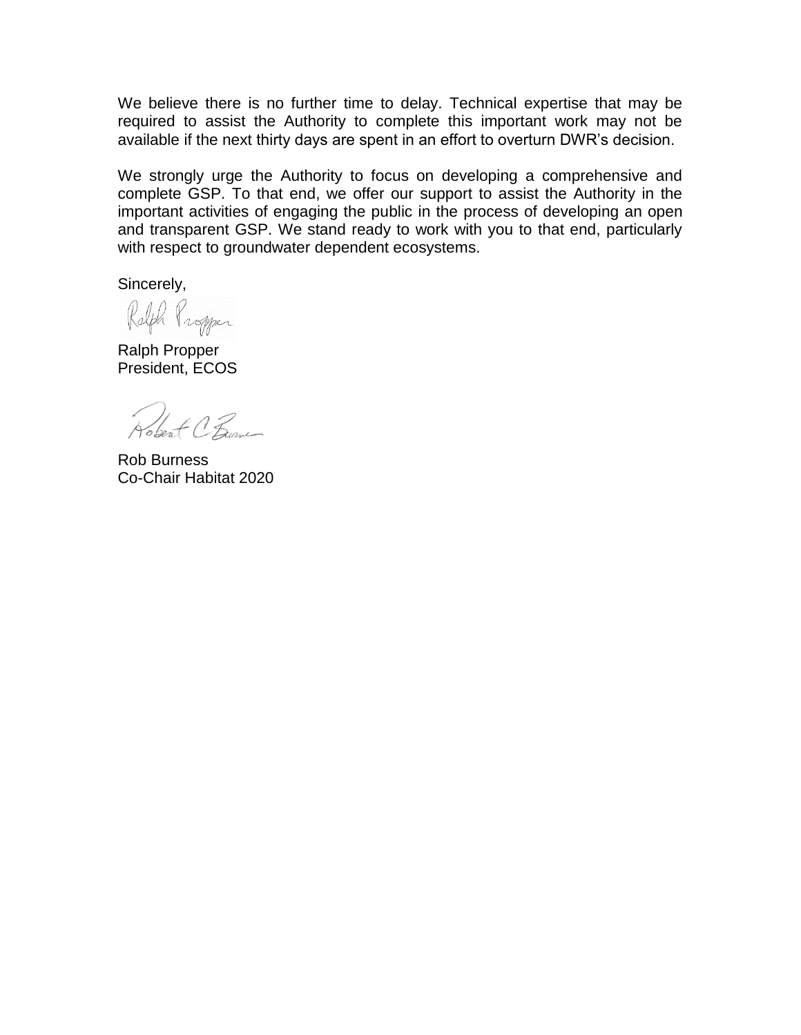We believe there is no further time to delay. Technical expertise that may be required to assist the Authority to complete this important work may not be available if the next thirty days are spent in an effort to overturn DWR's decision.

We strongly urge the Authority to focus on developing a comprehensive and complete GSP. To that end, we offer our support to assist the Authority in the important activities of engaging the public in the process of developing an open and transparent GSP. We stand ready to work with you to that end, particularly with respect to groundwater dependent ecosystems.

Sincerely,

Ralph Propper
President, ECOS

Rob Burness
Co-Chair Habitat 2020